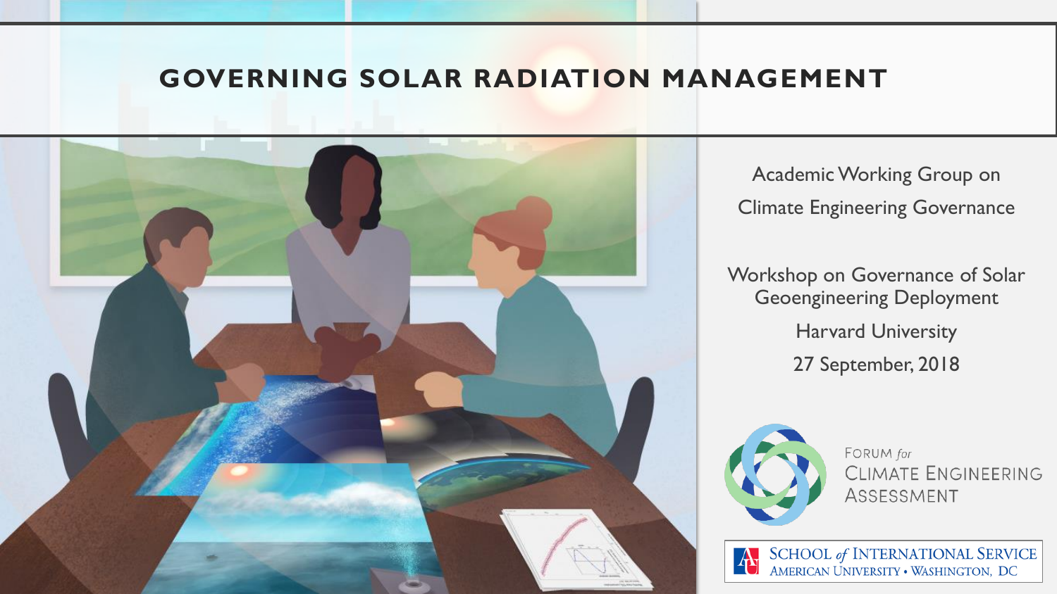# GOVERNING SOLAR RADIATION MANAGEMENT

Academic Working Group on Climate Engineering Governance

Workshop on Governance of Solar Geoengineering Deployment

Harvard University

27 September, 2018

FORUM *for* CLIMATE ENGINEERING ASSESSMENT

SCHOOL *of* INTERNATIONAL SERVICE
AMERICAN UNIVERSITY • WASHINGTON, DC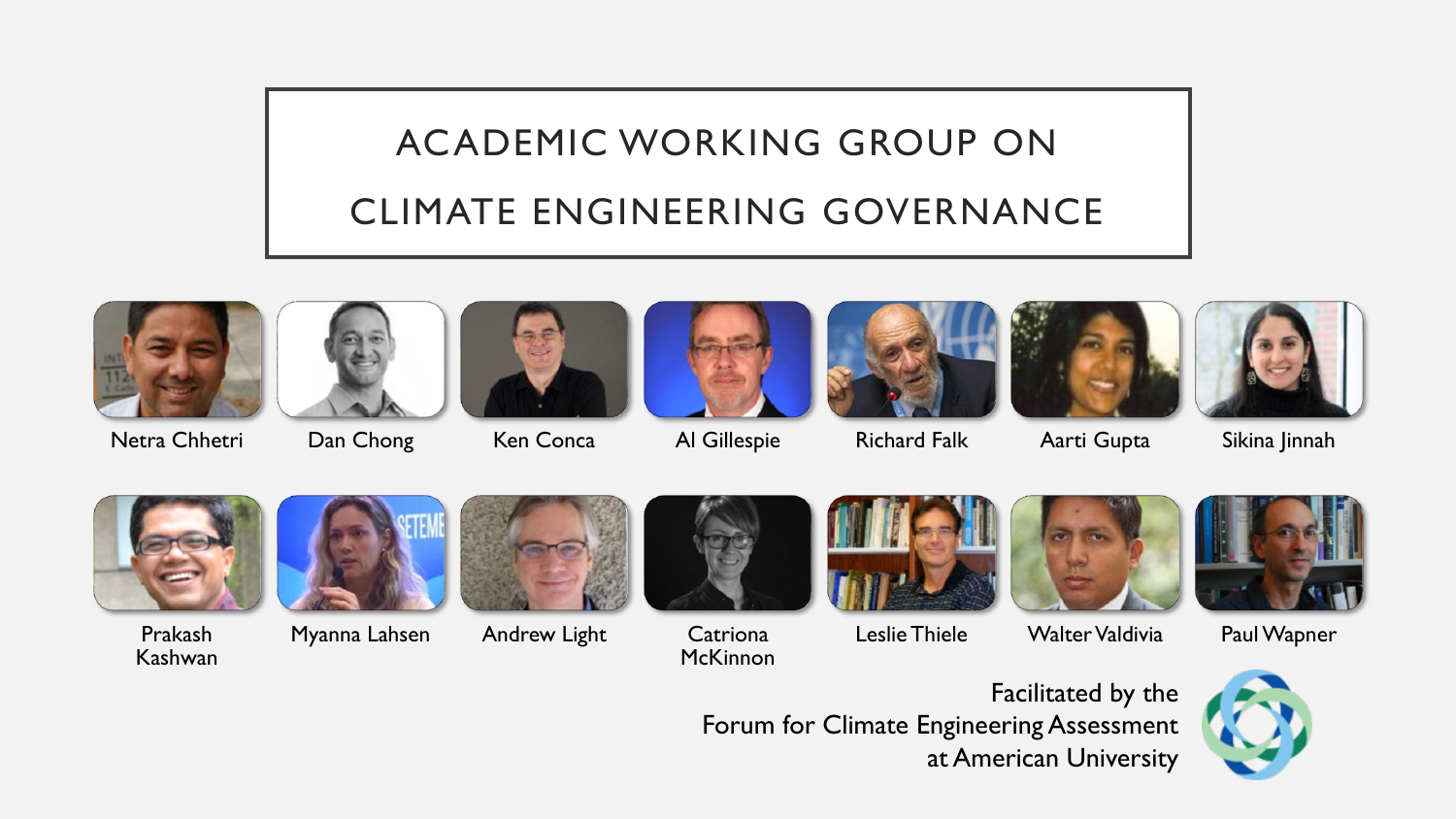# ACADEMIC WORKING GROUP ON CLIMATE ENGINEERING GOVERNANCE

- Netra Chhetri
- Dan Chong
- Ken Conca
- Al Gillespie
- Richard Falk
- Aarti Gupta
- Sikina Jinnah
- Prakash Kashwan
- Myanna Lahsen
- Andrew Light
- Catriona McKinnon
- Leslie Thiele
- Walter Valdivia
- Paul Wapner

Facilitated by the
Forum for Climate Engineering Assessment
at American University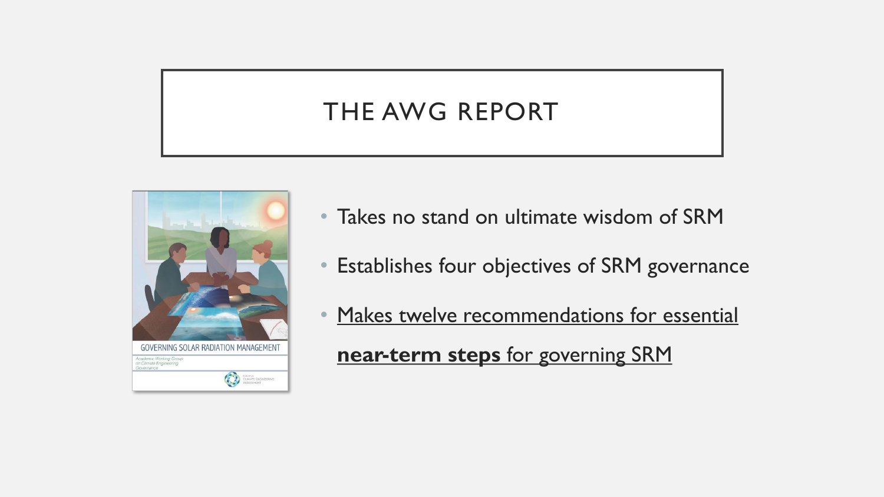# THE AWG REPORT

- Takes no stand on ultimate wisdom of SRM
- Establishes four objectives of SRM governance
- Makes twelve recommendations for essential **near-term steps** for governing SRM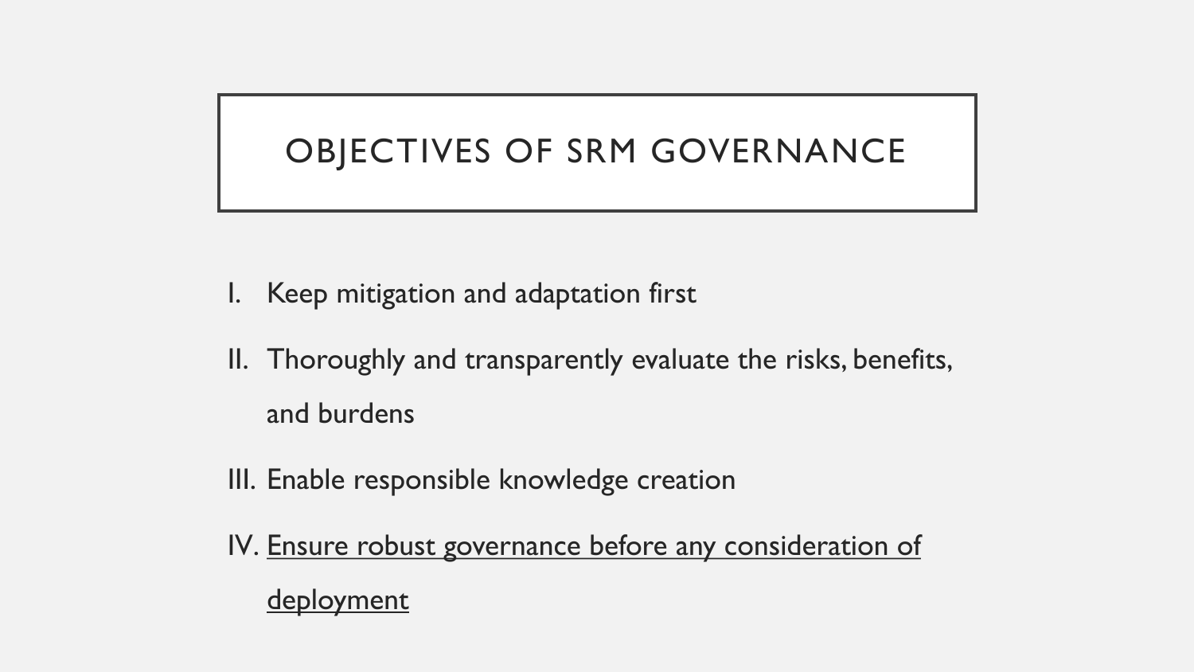# OBJECTIVES OF SRM GOVERNANCE

I. Keep mitigation and adaptation first

II. Thoroughly and transparently evaluate the risks, benefits, and burdens

III. Enable responsible knowledge creation

IV. <u>Ensure robust governance before any consideration of deployment</u>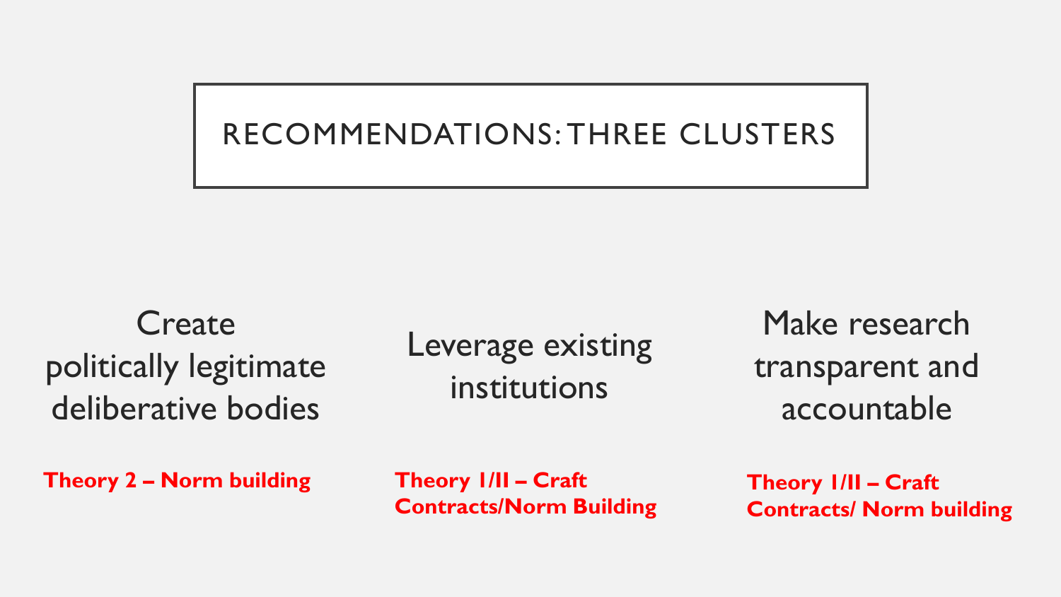# RECOMMENDATIONS: THREE CLUSTERS

Create politically legitimate deliberative bodies

**Theory 2 – Norm building**

Leverage existing institutions

**Theory 1/II – Craft Contracts/Norm Building**

Make research transparent and accountable

**Theory 1/II – Craft Contracts/ Norm building**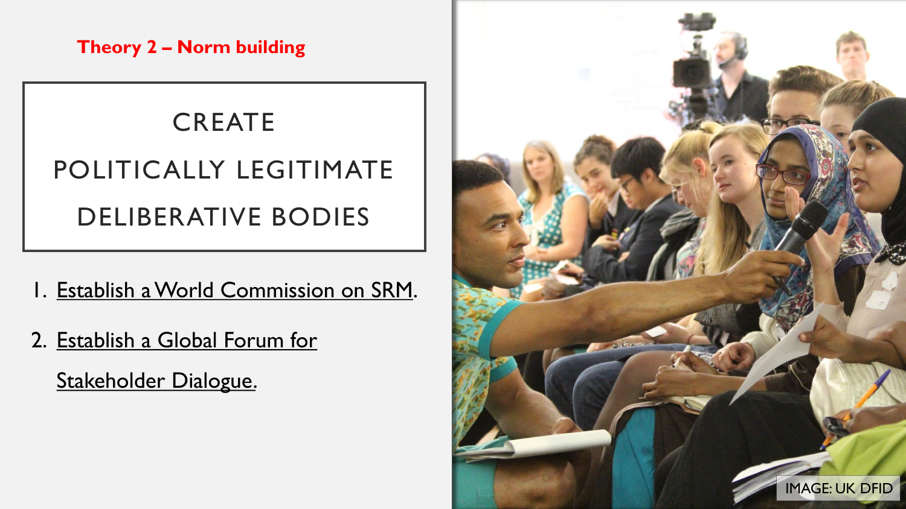## Theory 2 – Norm building

# CREATE POLITICALLY LEGITIMATE DELIBERATIVE BODIES

1. Establish a World Commission on SRM.
2. Establish a Global Forum for Stakeholder Dialogue.

IMAGE: UK DFID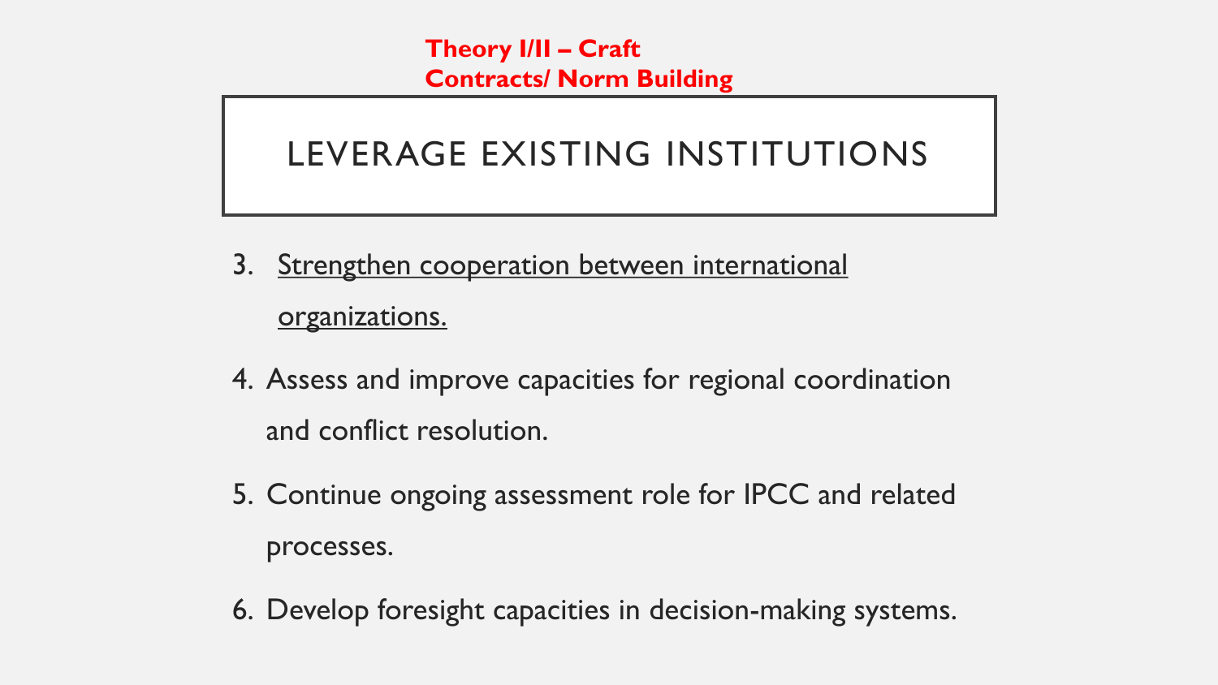**Theory I/II – Craft Contracts/ Norm Building**

# LEVERAGE EXISTING INSTITUTIONS

3. <u>Strengthen cooperation between international organizations.</u>
4. Assess and improve capacities for regional coordination and conflict resolution.
5. Continue ongoing assessment role for IPCC and related processes.
6. Develop foresight capacities in decision-making systems.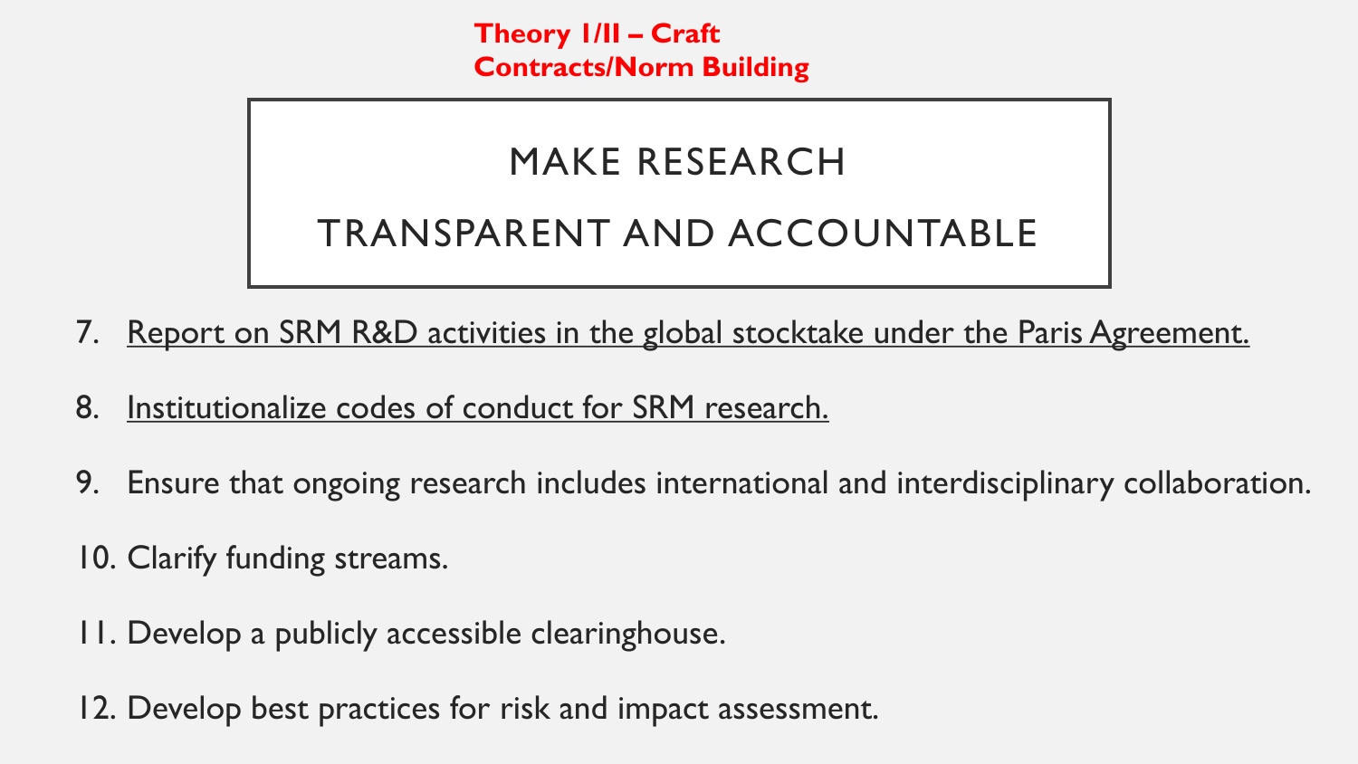**Theory I/II – Craft Contracts/Norm Building**

# MAKE RESEARCH TRANSPARENT AND ACCOUNTABLE

7. <u>Report on SRM R&D activities in the global stocktake under the Paris Agreement.</u>
8. <u>Institutionalize codes of conduct for SRM research.</u>
9. Ensure that ongoing research includes international and interdisciplinary collaboration.
10. Clarify funding streams.
11. Develop a publicly accessible clearinghouse.
12. Develop best practices for risk and impact assessment.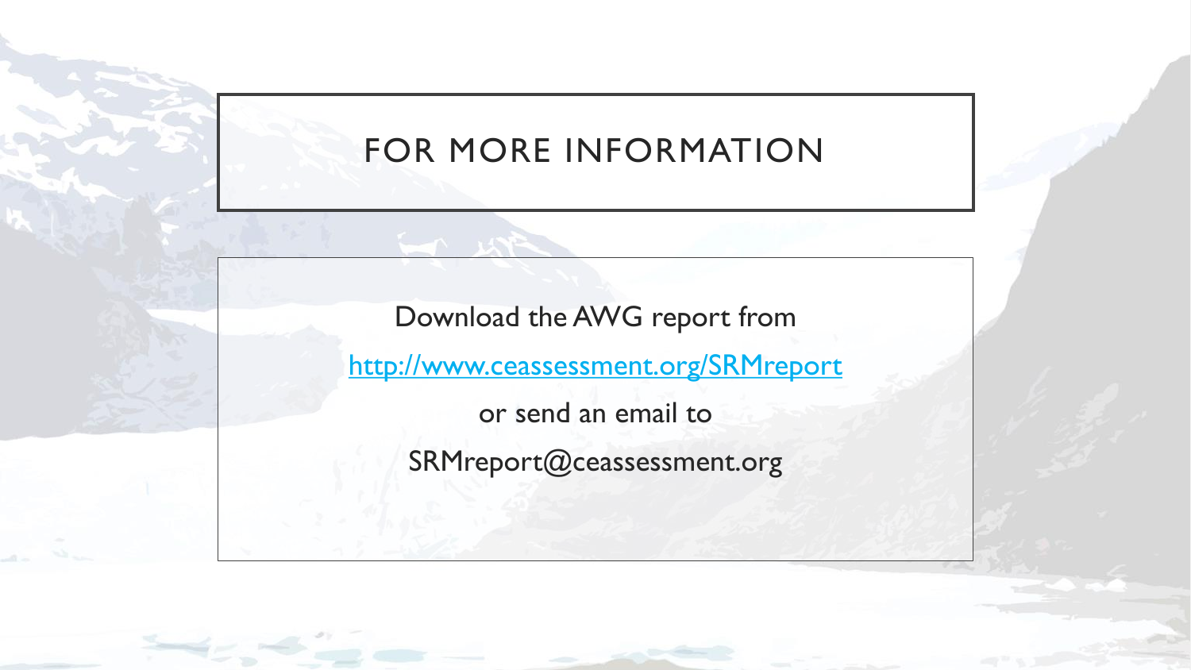# FOR MORE INFORMATION

Download the AWG report from

http://www.ceassessment.org/SRMreport

or send an email to

SRMreport@ceassessment.org